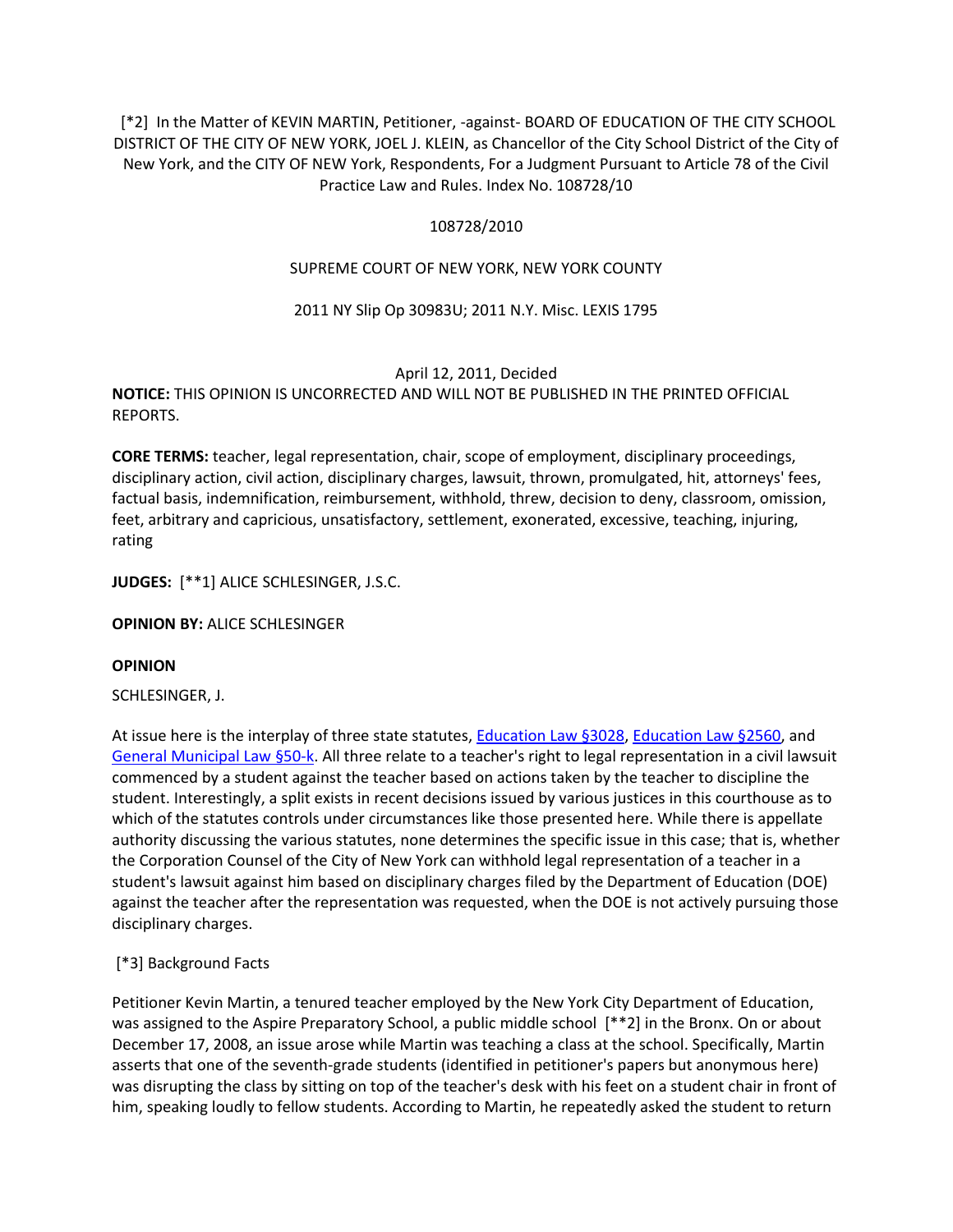[*2] In the Matter of KEVIN MARTIN, Petitioner, -against- BOARD OF EDUCATION OF THE CITY SCHOOL DISTRICT OF THE CITY OF NEW YORK, JOEL J. KLEIN, as Chancellor of the City School District of the City of New York, and the CITY OF NEW York, Respondents, For a Judgment Pursuant to Article 78 of the Civil Practice Law and Rules. Index No. 108728/10

108728/2010

SUPREME COURT OF NEW YORK, NEW YORK COUNTY

2011 NY Slip Op 30983U; 2011 N.Y. Misc. LEXIS 1795

April 12, 2011, Decided

**NOTICE:** THIS OPINION IS UNCORRECTED AND WILL NOT BE PUBLISHED IN THE PRINTED OFFICIAL REPORTS.

**CORE TERMS:** teacher, legal representation, chair, scope of employment, disciplinary proceedings, disciplinary action, civil action, disciplinary charges, lawsuit, thrown, promulgated, hit, attorneys' fees, factual basis, indemnification, reimbursement, withhold, threw, decision to deny, classroom, omission, feet, arbitrary and capricious, unsatisfactory, settlement, exonerated, excessive, teaching, injuring, rating

**JUDGES:** [**1] ALICE SCHLESINGER, J.S.C.

**OPINION BY:** ALICE SCHLESINGER

**OPINION**

SCHLESINGER, J.

At issue here is the interplay of three state statutes, Education Law §3028, Education Law §2560, and General Municipal Law §50-k. All three relate to a teacher's right to legal representation in a civil lawsuit commenced by a student against the teacher based on actions taken by the teacher to discipline the student. Interestingly, a split exists in recent decisions issued by various justices in this courthouse as to which of the statutes controls under circumstances like those presented here. While there is appellate authority discussing the various statutes, none determines the specific issue in this case; that is, whether the Corporation Counsel of the City of New York can withhold legal representation of a teacher in a student's lawsuit against him based on disciplinary charges filed by the Department of Education (DOE) against the teacher after the representation was requested, when the DOE is not actively pursuing those disciplinary charges.

[*3] Background Facts

Petitioner Kevin Martin, a tenured teacher employed by the New York City Department of Education, was assigned to the Aspire Preparatory School, a public middle school [**2] in the Bronx. On or about December 17, 2008, an issue arose while Martin was teaching a class at the school. Specifically, Martin asserts that one of the seventh-grade students (identified in petitioner's papers but anonymous here) was disrupting the class by sitting on top of the teacher's desk with his feet on a student chair in front of him, speaking loudly to fellow students. According to Martin, he repeatedly asked the student to return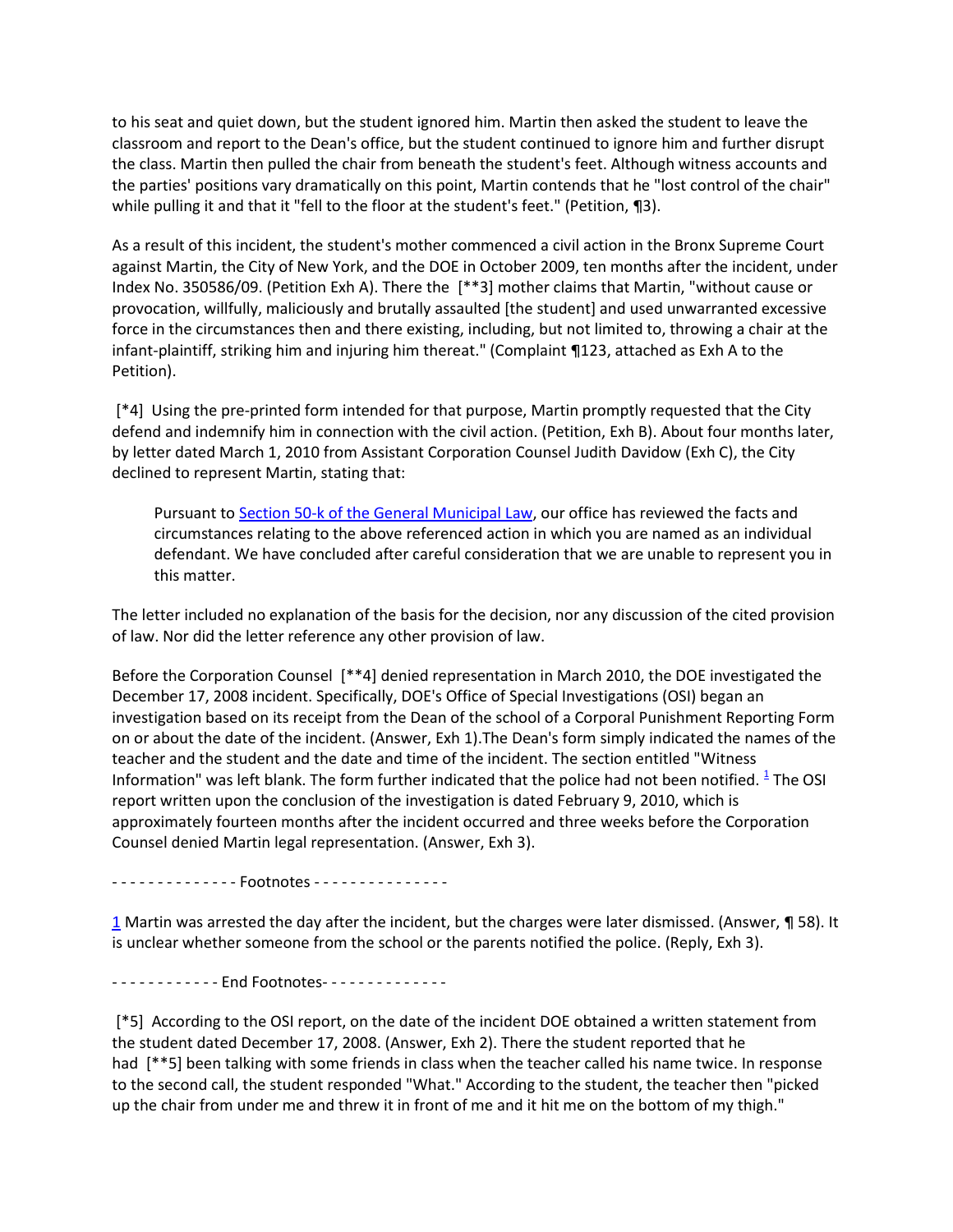to his seat and quiet down, but the student ignored him. Martin then asked the student to leave the classroom and report to the Dean's office, but the student continued to ignore him and further disrupt the class. Martin then pulled the chair from beneath the student's feet. Although witness accounts and the parties' positions vary dramatically on this point, Martin contends that he "lost control of the chair" while pulling it and that it "fell to the floor at the student's feet." (Petition, ¶3).

As a result of this incident, the student's mother commenced a civil action in the Bronx Supreme Court against Martin, the City of New York, and the DOE in October 2009, ten months after the incident, under Index No. 350586/09. (Petition Exh A). There the [**3] mother claims that Martin, "without cause or provocation, willfully, maliciously and brutally assaulted [the student] and used unwarranted excessive force in the circumstances then and there existing, including, but not limited to, throwing a chair at the infant-plaintiff, striking him and injuring him thereat." (Complaint ¶123, attached as Exh A to the Petition).

[*4] Using the pre-printed form intended for that purpose, Martin promptly requested that the City defend and indemnify him in connection with the civil action. (Petition, Exh B). About four months later, by letter dated March 1, 2010 from Assistant Corporation Counsel Judith Davidow (Exh C), the City declined to represent Martin, stating that:

> Pursuant to Section 50-k of the General Municipal Law, our office has reviewed the facts and circumstances relating to the above referenced action in which you are named as an individual defendant. We have concluded after careful consideration that we are unable to represent you in this matter.

The letter included no explanation of the basis for the decision, nor any discussion of the cited provision of law. Nor did the letter reference any other provision of law.

Before the Corporation Counsel [**4] denied representation in March 2010, the DOE investigated the December 17, 2008 incident. Specifically, DOE's Office of Special Investigations (OSI) began an investigation based on its receipt from the Dean of the school of a Corporal Punishment Reporting Form on or about the date of the incident. (Answer, Exh 1).The Dean's form simply indicated the names of the teacher and the student and the date and time of the incident. The section entitled "Witness Information" was left blank. The form further indicated that the police had not been notified. [1] The OSI report written upon the conclusion of the investigation is dated February 9, 2010, which is approximately fourteen months after the incident occurred and three weeks before the Corporation Counsel denied Martin legal representation. (Answer, Exh 3).

- - - - - - - - - - - - - - Footnotes - - - - - - - - - - - - - - -

[1] Martin was arrested the day after the incident, but the charges were later dismissed. (Answer, ¶ 58). It is unclear whether someone from the school or the parents notified the police. (Reply, Exh 3).

- - - - - - - - - - - - End Footnotes- - - - - - - - - - - - - -

[*5] According to the OSI report, on the date of the incident DOE obtained a written statement from the student dated December 17, 2008. (Answer, Exh 2). There the student reported that he had [**5] been talking with some friends in class when the teacher called his name twice. In response to the second call, the student responded "What." According to the student, the teacher then "picked up the chair from under me and threw it in front of me and it hit me on the bottom of my thigh."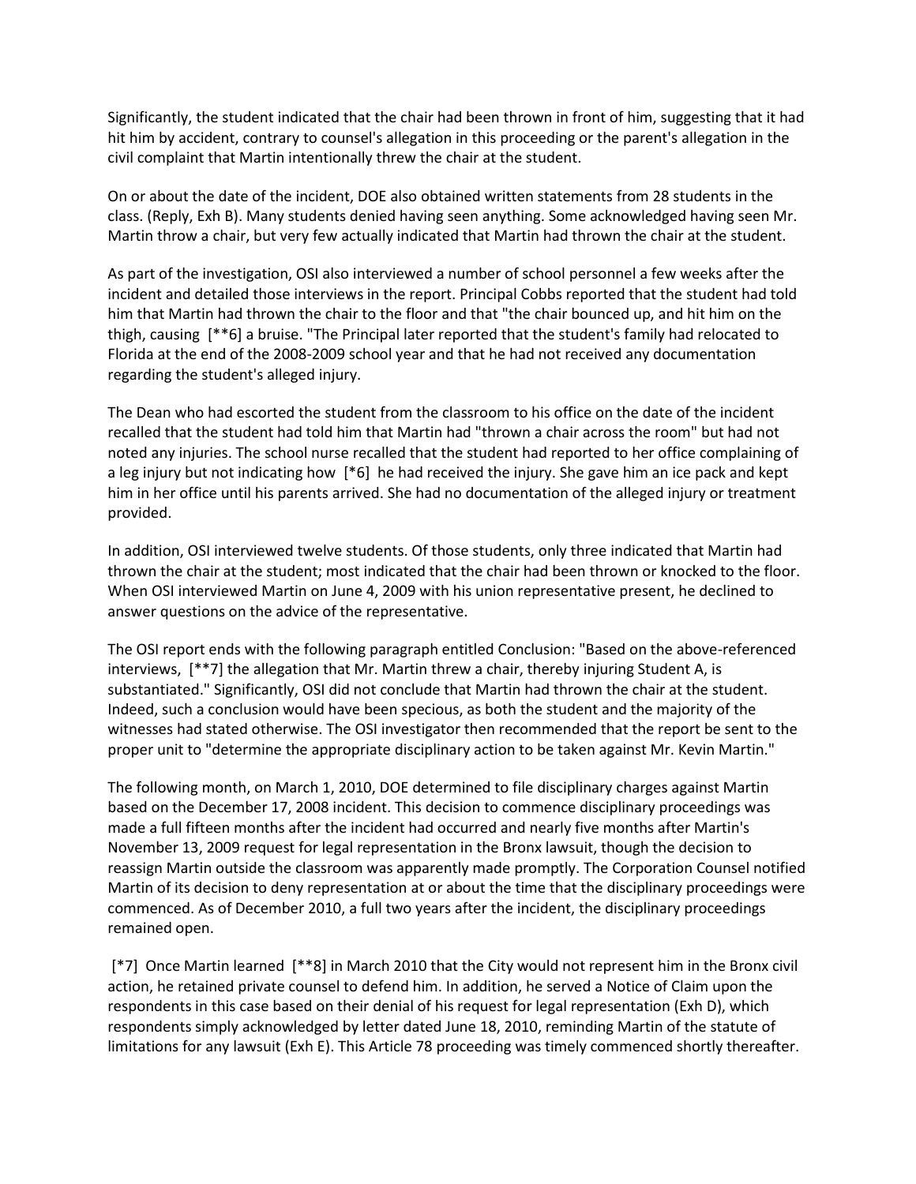Significantly, the student indicated that the chair had been thrown in front of him, suggesting that it had hit him by accident, contrary to counsel's allegation in this proceeding or the parent's allegation in the civil complaint that Martin intentionally threw the chair at the student.

On or about the date of the incident, DOE also obtained written statements from 28 students in the class. (Reply, Exh B). Many students denied having seen anything. Some acknowledged having seen Mr. Martin throw a chair, but very few actually indicated that Martin had thrown the chair at the student.

As part of the investigation, OSI also interviewed a number of school personnel a few weeks after the incident and detailed those interviews in the report. Principal Cobbs reported that the student had told him that Martin had thrown the chair to the floor and that "the chair bounced up, and hit him on the thigh, causing [**6] a bruise. "The Principal later reported that the student's family had relocated to Florida at the end of the 2008-2009 school year and that he had not received any documentation regarding the student's alleged injury.

The Dean who had escorted the student from the classroom to his office on the date of the incident recalled that the student had told him that Martin had "thrown a chair across the room" but had not noted any injuries. The school nurse recalled that the student had reported to her office complaining of a leg injury but not indicating how [*6] he had received the injury. She gave him an ice pack and kept him in her office until his parents arrived. She had no documentation of the alleged injury or treatment provided.

In addition, OSI interviewed twelve students. Of those students, only three indicated that Martin had thrown the chair at the student; most indicated that the chair had been thrown or knocked to the floor. When OSI interviewed Martin on June 4, 2009 with his union representative present, he declined to answer questions on the advice of the representative.

The OSI report ends with the following paragraph entitled Conclusion: "Based on the above-referenced interviews, [**7] the allegation that Mr. Martin threw a chair, thereby injuring Student A, is substantiated." Significantly, OSI did not conclude that Martin had thrown the chair at the student. Indeed, such a conclusion would have been specious, as both the student and the majority of the witnesses had stated otherwise. The OSI investigator then recommended that the report be sent to the proper unit to "determine the appropriate disciplinary action to be taken against Mr. Kevin Martin."

The following month, on March 1, 2010, DOE determined to file disciplinary charges against Martin based on the December 17, 2008 incident. This decision to commence disciplinary proceedings was made a full fifteen months after the incident had occurred and nearly five months after Martin's November 13, 2009 request for legal representation in the Bronx lawsuit, though the decision to reassign Martin outside the classroom was apparently made promptly. The Corporation Counsel notified Martin of its decision to deny representation at or about the time that the disciplinary proceedings were commenced. As of December 2010, a full two years after the incident, the disciplinary proceedings remained open.

[*7] Once Martin learned [**8] in March 2010 that the City would not represent him in the Bronx civil action, he retained private counsel to defend him. In addition, he served a Notice of Claim upon the respondents in this case based on their denial of his request for legal representation (Exh D), which respondents simply acknowledged by letter dated June 18, 2010, reminding Martin of the statute of limitations for any lawsuit (Exh E). This Article 78 proceeding was timely commenced shortly thereafter.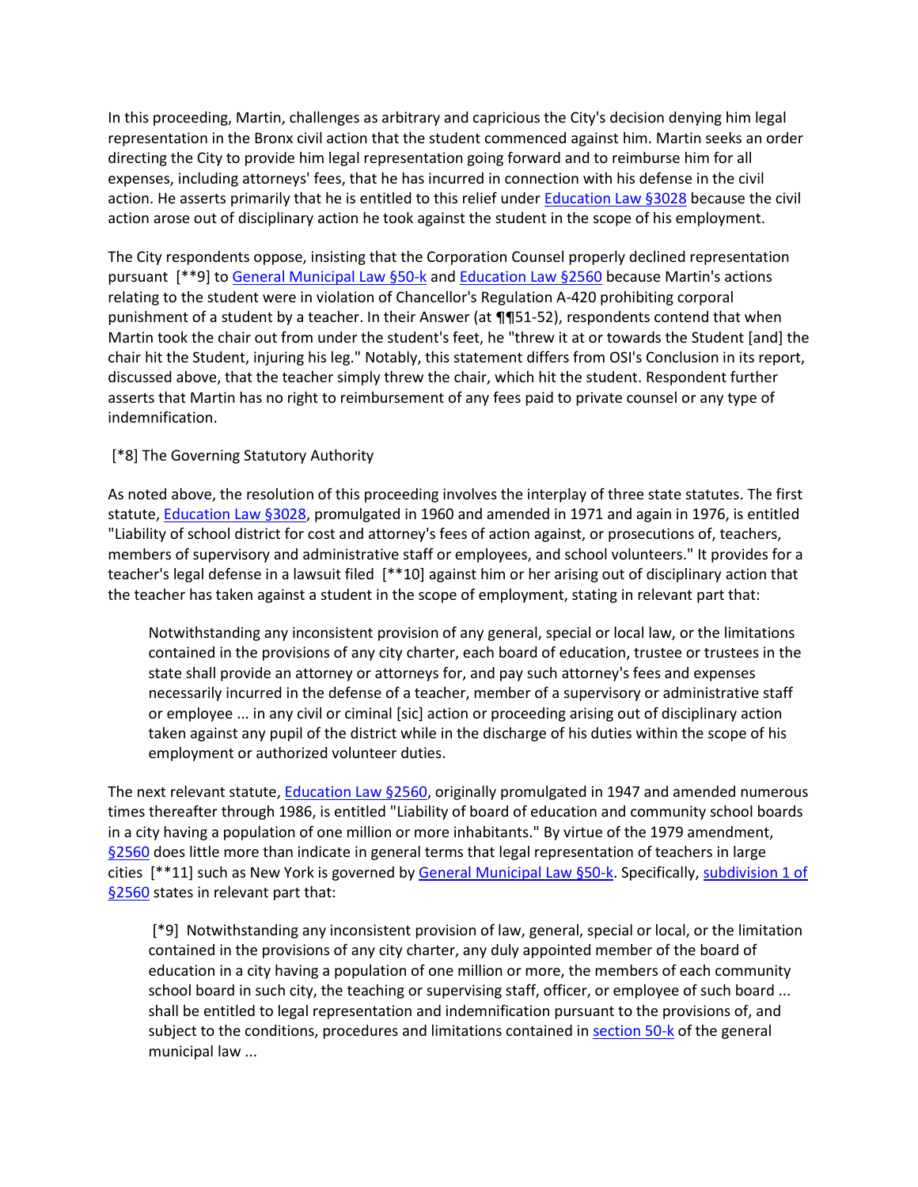In this proceeding, Martin, challenges as arbitrary and capricious the City's decision denying him legal representation in the Bronx civil action that the student commenced against him. Martin seeks an order directing the City to provide him legal representation going forward and to reimburse him for all expenses, including attorneys' fees, that he has incurred in connection with his defense in the civil action. He asserts primarily that he is entitled to this relief under Education Law §3028 because the civil action arose out of disciplinary action he took against the student in the scope of his employment.

The City respondents oppose, insisting that the Corporation Counsel properly declined representation pursuant [**9] to General Municipal Law §50-k and Education Law §2560 because Martin's actions relating to the student were in violation of Chancellor's Regulation A-420 prohibiting corporal punishment of a student by a teacher. In their Answer (at ¶¶51-52), respondents contend that when Martin took the chair out from under the student's feet, he "threw it at or towards the Student [and] the chair hit the Student, injuring his leg." Notably, this statement differs from OSI's Conclusion in its report, discussed above, that the teacher simply threw the chair, which hit the student. Respondent further asserts that Martin has no right to reimbursement of any fees paid to private counsel or any type of indemnification.

[*8] The Governing Statutory Authority

As noted above, the resolution of this proceeding involves the interplay of three state statutes. The first statute, Education Law §3028, promulgated in 1960 and amended in 1971 and again in 1976, is entitled "Liability of school district for cost and attorney's fees of action against, or prosecutions of, teachers, members of supervisory and administrative staff or employees, and school volunteers." It provides for a teacher's legal defense in a lawsuit filed [**10] against him or her arising out of disciplinary action that the teacher has taken against a student in the scope of employment, stating in relevant part that:

> Notwithstanding any inconsistent provision of any general, special or local law, or the limitations contained in the provisions of any city charter, each board of education, trustee or trustees in the state shall provide an attorney or attorneys for, and pay such attorney's fees and expenses necessarily incurred in the defense of a teacher, member of a supervisory or administrative staff or employee ... in any civil or ciminal [sic] action or proceeding arising out of disciplinary action taken against any pupil of the district while in the discharge of his duties within the scope of his employment or authorized volunteer duties.

The next relevant statute, Education Law §2560, originally promulgated in 1947 and amended numerous times thereafter through 1986, is entitled "Liability of board of education and community school boards in a city having a population of one million or more inhabitants." By virtue of the 1979 amendment, §2560 does little more than indicate in general terms that legal representation of teachers in large cities [**11] such as New York is governed by General Municipal Law §50-k. Specifically, subdivision 1 of §2560 states in relevant part that:

> [*9] Notwithstanding any inconsistent provision of law, general, special or local, or the limitation contained in the provisions of any city charter, any duly appointed member of the board of education in a city having a population of one million or more, the members of each community school board in such city, the teaching or supervising staff, officer, or employee of such board ... shall be entitled to legal representation and indemnification pursuant to the provisions of, and subject to the conditions, procedures and limitations contained in section 50-k of the general municipal law ...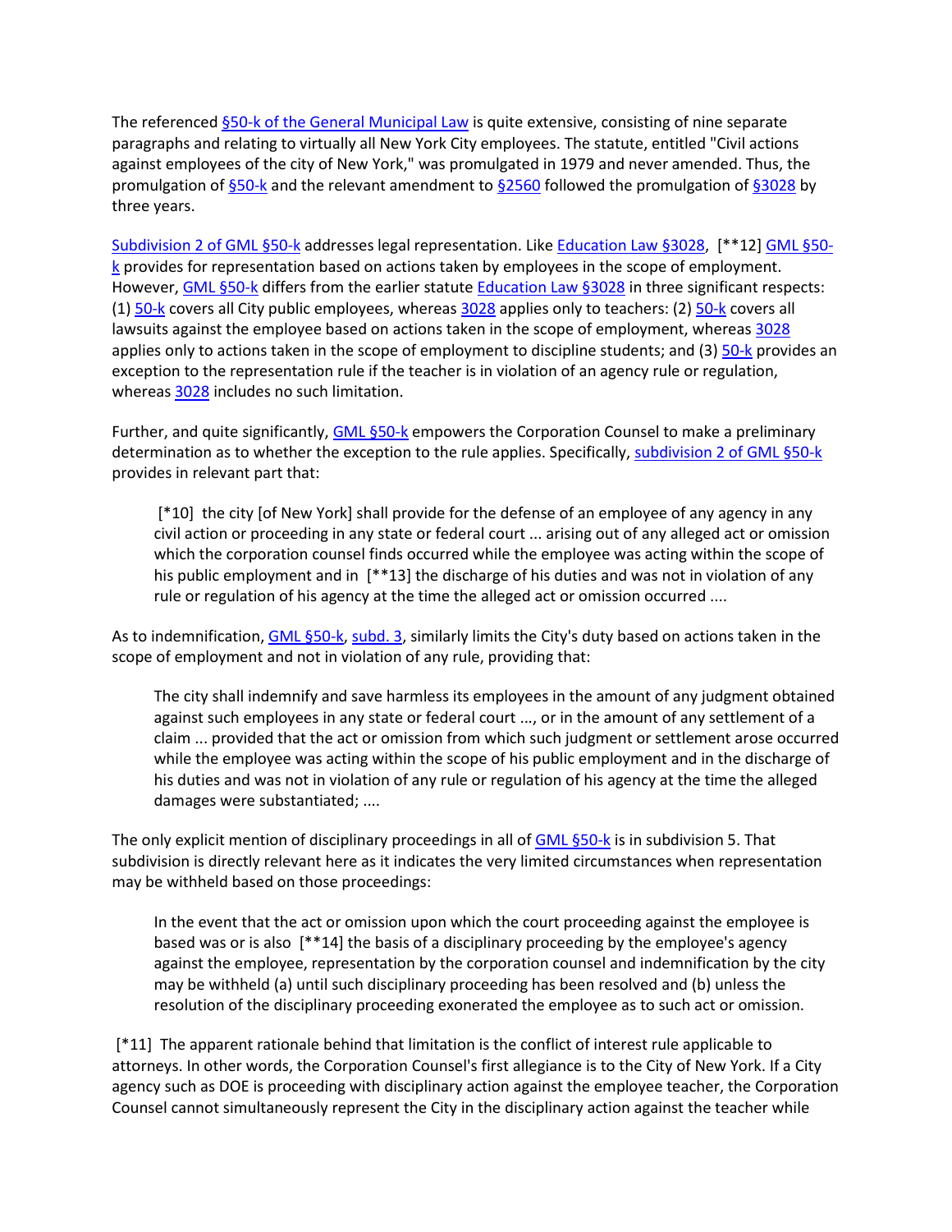The referenced §50-k of the General Municipal Law is quite extensive, consisting of nine separate paragraphs and relating to virtually all New York City employees. The statute, entitled "Civil actions against employees of the city of New York," was promulgated in 1979 and never amended. Thus, the promulgation of §50-k and the relevant amendment to §2560 followed the promulgation of §3028 by three years.

Subdivision 2 of GML §50-k addresses legal representation. Like Education Law §3028, [**12] GML §50-k provides for representation based on actions taken by employees in the scope of employment. However, GML §50-k differs from the earlier statute Education Law §3028 in three significant respects: (1) 50-k covers all City public employees, whereas 3028 applies only to teachers: (2) 50-k covers all lawsuits against the employee based on actions taken in the scope of employment, whereas 3028 applies only to actions taken in the scope of employment to discipline students; and (3) 50-k provides an exception to the representation rule if the teacher is in violation of an agency rule or regulation, whereas 3028 includes no such limitation.

Further, and quite significantly, GML §50-k empowers the Corporation Counsel to make a preliminary determination as to whether the exception to the rule applies. Specifically, subdivision 2 of GML §50-k provides in relevant part that:

> [*10] the city [of New York] shall provide for the defense of an employee of any agency in any civil action or proceeding in any state or federal court ... arising out of any alleged act or omission which the corporation counsel finds occurred while the employee was acting within the scope of his public employment and in [**13] the discharge of his duties and was not in violation of any rule or regulation of his agency at the time the alleged act or omission occurred ....

As to indemnification, GML §50-k, subd. 3, similarly limits the City's duty based on actions taken in the scope of employment and not in violation of any rule, providing that:

> The city shall indemnify and save harmless its employees in the amount of any judgment obtained against such employees in any state or federal court ..., or in the amount of any settlement of a claim ... provided that the act or omission from which such judgment or settlement arose occurred while the employee was acting within the scope of his public employment and in the discharge of his duties and was not in violation of any rule or regulation of his agency at the time the alleged damages were substantiated; ....

The only explicit mention of disciplinary proceedings in all of GML §50-k is in subdivision 5. That subdivision is directly relevant here as it indicates the very limited circumstances when representation may be withheld based on those proceedings:

> In the event that the act or omission upon which the court proceeding against the employee is based was or is also [**14] the basis of a disciplinary proceeding by the employee's agency against the employee, representation by the corporation counsel and indemnification by the city may be withheld (a) until such disciplinary proceeding has been resolved and (b) unless the resolution of the disciplinary proceeding exonerated the employee as to such act or omission.

[*11] The apparent rationale behind that limitation is the conflict of interest rule applicable to attorneys. In other words, the Corporation Counsel's first allegiance is to the City of New York. If a City agency such as DOE is proceeding with disciplinary action against the employee teacher, the Corporation Counsel cannot simultaneously represent the City in the disciplinary action against the teacher while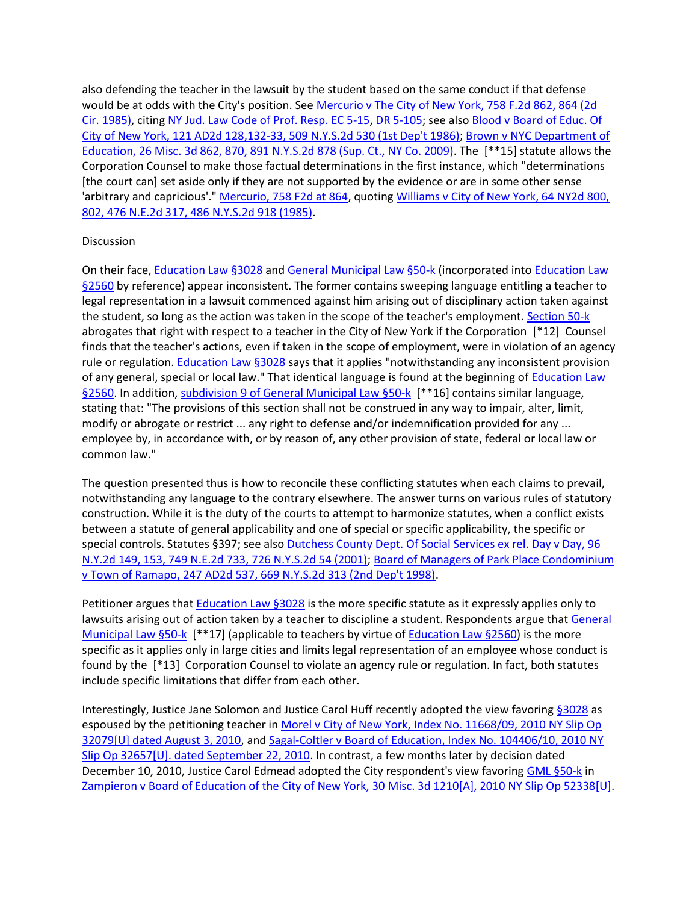also defending the teacher in the lawsuit by the student based on the same conduct if that defense would be at odds with the City's position. See Mercurio v The City of New York, 758 F.2d 862, 864 (2d Cir. 1985), citing NY Jud. Law Code of Prof. Resp. EC 5-15, DR 5-105; see also Blood v Board of Educ. Of City of New York, 121 AD2d 128,132-33, 509 N.Y.S.2d 530 (1st Dep't 1986); Brown v NYC Department of Education, 26 Misc. 3d 862, 870, 891 N.Y.S.2d 878 (Sup. Ct., NY Co. 2009). The [**15] statute allows the Corporation Counsel to make those factual determinations in the first instance, which "determinations [the court can] set aside only if they are not supported by the evidence or are in some other sense 'arbitrary and capricious'." Mercurio, 758 F2d at 864, quoting Williams v City of New York, 64 NY2d 800, 802, 476 N.E.2d 317, 486 N.Y.S.2d 918 (1985).

Discussion

On their face, Education Law §3028 and General Municipal Law §50-k (incorporated into Education Law §2560 by reference) appear inconsistent. The former contains sweeping language entitling a teacher to legal representation in a lawsuit commenced against him arising out of disciplinary action taken against the student, so long as the action was taken in the scope of the teacher's employment. Section 50-k abrogates that right with respect to a teacher in the City of New York if the Corporation [*12] Counsel finds that the teacher's actions, even if taken in the scope of employment, were in violation of an agency rule or regulation. Education Law §3028 says that it applies "notwithstanding any inconsistent provision of any general, special or local law." That identical language is found at the beginning of Education Law §2560. In addition, subdivision 9 of General Municipal Law §50-k [**16] contains similar language, stating that: "The provisions of this section shall not be construed in any way to impair, alter, limit, modify or abrogate or restrict ... any right to defense and/or indemnification provided for any ... employee by, in accordance with, or by reason of, any other provision of state, federal or local law or common law."

The question presented thus is how to reconcile these conflicting statutes when each claims to prevail, notwithstanding any language to the contrary elsewhere. The answer turns on various rules of statutory construction. While it is the duty of the courts to attempt to harmonize statutes, when a conflict exists between a statute of general applicability and one of special or specific applicability, the specific or special controls. Statutes §397; see also Dutchess County Dept. Of Social Services ex rel. Day v Day, 96 N.Y.2d 149, 153, 749 N.E.2d 733, 726 N.Y.S.2d 54 (2001); Board of Managers of Park Place Condominium v Town of Ramapo, 247 AD2d 537, 669 N.Y.S.2d 313 (2nd Dep't 1998).

Petitioner argues that Education Law §3028 is the more specific statute as it expressly applies only to lawsuits arising out of action taken by a teacher to discipline a student. Respondents argue that General Municipal Law §50-k [**17] (applicable to teachers by virtue of Education Law §2560) is the more specific as it applies only in large cities and limits legal representation of an employee whose conduct is found by the [*13] Corporation Counsel to violate an agency rule or regulation. In fact, both statutes include specific limitations that differ from each other.

Interestingly, Justice Jane Solomon and Justice Carol Huff recently adopted the view favoring §3028 as espoused by the petitioning teacher in Morel v City of New York, Index No. 11668/09, 2010 NY Slip Op 32079[U] dated August 3, 2010, and Sagal-Coltler v Board of Education, Index No. 104406/10, 2010 NY Slip Op 32657[U]. dated September 22, 2010. In contrast, a few months later by decision dated December 10, 2010, Justice Carol Edmead adopted the City respondent's view favoring GML §50-k in Zampieron v Board of Education of the City of New York, 30 Misc. 3d 1210[A], 2010 NY Slip Op 52338[U].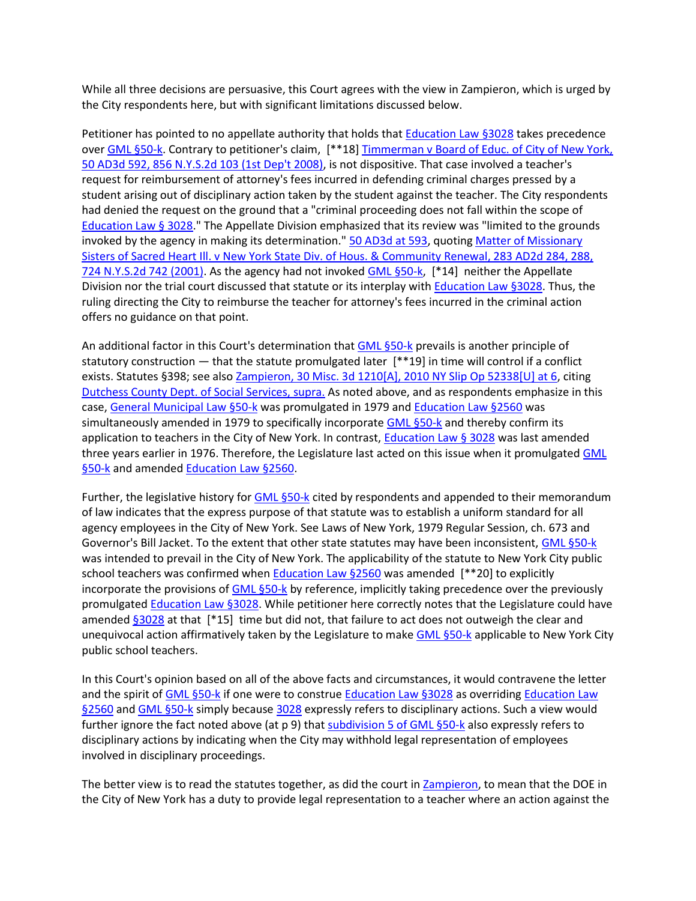While all three decisions are persuasive, this Court agrees with the view in Zampieron, which is urged by the City respondents here, but with significant limitations discussed below.

Petitioner has pointed to no appellate authority that holds that Education Law §3028 takes precedence over GML §50-k. Contrary to petitioner's claim, [**18] Timmerman v Board of Educ. of City of New York, 50 AD3d 592, 856 N.Y.S.2d 103 (1st Dep't 2008), is not dispositive. That case involved a teacher's request for reimbursement of attorney's fees incurred in defending criminal charges pressed by a student arising out of disciplinary action taken by the student against the teacher. The City respondents had denied the request on the ground that a "criminal proceeding does not fall within the scope of Education Law § 3028." The Appellate Division emphasized that its review was "limited to the grounds invoked by the agency in making its determination." 50 AD3d at 593, quoting Matter of Missionary Sisters of Sacred Heart Ill. v New York State Div. of Hous. & Community Renewal, 283 AD2d 284, 288, 724 N.Y.S.2d 742 (2001). As the agency had not invoked GML §50-k, [*14] neither the Appellate Division nor the trial court discussed that statute or its interplay with Education Law §3028. Thus, the ruling directing the City to reimburse the teacher for attorney's fees incurred in the criminal action offers no guidance on that point.

An additional factor in this Court's determination that GML §50-k prevails is another principle of statutory construction — that the statute promulgated later [**19] in time will control if a conflict exists. Statutes §398; see also Zampieron, 30 Misc. 3d 1210[A], 2010 NY Slip Op 52338[U] at 6, citing Dutchess County Dept. of Social Services, supra. As noted above, and as respondents emphasize in this case, General Municipal Law §50-k was promulgated in 1979 and Education Law §2560 was simultaneously amended in 1979 to specifically incorporate GML §50-k and thereby confirm its application to teachers in the City of New York. In contrast, Education Law § 3028 was last amended three years earlier in 1976. Therefore, the Legislature last acted on this issue when it promulgated GML §50-k and amended Education Law §2560.

Further, the legislative history for GML §50-k cited by respondents and appended to their memorandum of law indicates that the express purpose of that statute was to establish a uniform standard for all agency employees in the City of New York. See Laws of New York, 1979 Regular Session, ch. 673 and Governor's Bill Jacket. To the extent that other state statutes may have been inconsistent, GML §50-k was intended to prevail in the City of New York. The applicability of the statute to New York City public school teachers was confirmed when Education Law §2560 was amended [**20] to explicitly incorporate the provisions of GML §50-k by reference, implicitly taking precedence over the previously promulgated Education Law §3028. While petitioner here correctly notes that the Legislature could have amended §3028 at that [*15] time but did not, that failure to act does not outweigh the clear and unequivocal action affirmatively taken by the Legislature to make GML §50-k applicable to New York City public school teachers.

In this Court's opinion based on all of the above facts and circumstances, it would contravene the letter and the spirit of GML §50-k if one were to construe Education Law §3028 as overriding Education Law §2560 and GML §50-k simply because 3028 expressly refers to disciplinary actions. Such a view would further ignore the fact noted above (at p 9) that subdivision 5 of GML §50-k also expressly refers to disciplinary actions by indicating when the City may withhold legal representation of employees involved in disciplinary proceedings.

The better view is to read the statutes together, as did the court in Zampieron, to mean that the DOE in the City of New York has a duty to provide legal representation to a teacher where an action against the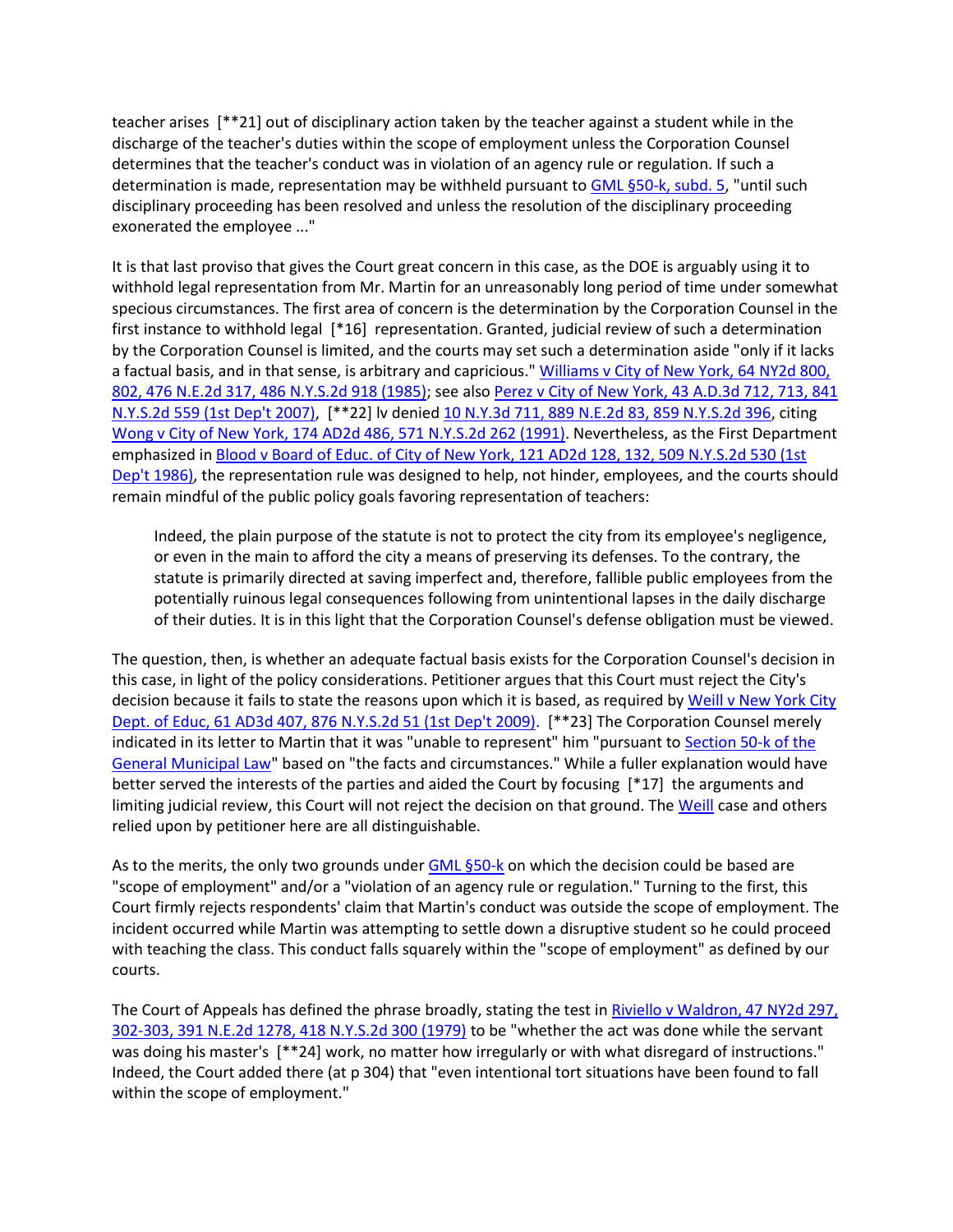teacher arises [**21] out of disciplinary action taken by the teacher against a student while in the discharge of the teacher's duties within the scope of employment unless the Corporation Counsel determines that the teacher's conduct was in violation of an agency rule or regulation. If such a determination is made, representation may be withheld pursuant to GML §50-k, subd. 5, "until such disciplinary proceeding has been resolved and unless the resolution of the disciplinary proceeding exonerated the employee ..."

It is that last proviso that gives the Court great concern in this case, as the DOE is arguably using it to withhold legal representation from Mr. Martin for an unreasonably long period of time under somewhat specious circumstances. The first area of concern is the determination by the Corporation Counsel in the first instance to withhold legal [*16] representation. Granted, judicial review of such a determination by the Corporation Counsel is limited, and the courts may set such a determination aside "only if it lacks a factual basis, and in that sense, is arbitrary and capricious." Williams v City of New York, 64 NY2d 800, 802, 476 N.E.2d 317, 486 N.Y.S.2d 918 (1985); see also Perez v City of New York, 43 A.D.3d 712, 713, 841 N.Y.S.2d 559 (1st Dep't 2007), [**22] lv denied 10 N.Y.3d 711, 889 N.E.2d 83, 859 N.Y.S.2d 396, citing Wong v City of New York, 174 AD2d 486, 571 N.Y.S.2d 262 (1991). Nevertheless, as the First Department emphasized in Blood v Board of Educ. of City of New York, 121 AD2d 128, 132, 509 N.Y.S.2d 530 (1st Dep't 1986), the representation rule was designed to help, not hinder, employees, and the courts should remain mindful of the public policy goals favoring representation of teachers:

> Indeed, the plain purpose of the statute is not to protect the city from its employee's negligence, or even in the main to afford the city a means of preserving its defenses. To the contrary, the statute is primarily directed at saving imperfect and, therefore, fallible public employees from the potentially ruinous legal consequences following from unintentional lapses in the daily discharge of their duties. It is in this light that the Corporation Counsel's defense obligation must be viewed.

The question, then, is whether an adequate factual basis exists for the Corporation Counsel's decision in this case, in light of the policy considerations. Petitioner argues that this Court must reject the City's decision because it fails to state the reasons upon which it is based, as required by Weill v New York City Dept. of Educ, 61 AD3d 407, 876 N.Y.S.2d 51 (1st Dep't 2009). [**23] The Corporation Counsel merely indicated in its letter to Martin that it was "unable to represent" him "pursuant to Section 50-k of the General Municipal Law" based on "the facts and circumstances." While a fuller explanation would have better served the interests of the parties and aided the Court by focusing [*17] the arguments and limiting judicial review, this Court will not reject the decision on that ground. The Weill case and others relied upon by petitioner here are all distinguishable.

As to the merits, the only two grounds under GML §50-k on which the decision could be based are "scope of employment" and/or a "violation of an agency rule or regulation." Turning to the first, this Court firmly rejects respondents' claim that Martin's conduct was outside the scope of employment. The incident occurred while Martin was attempting to settle down a disruptive student so he could proceed with teaching the class. This conduct falls squarely within the "scope of employment" as defined by our courts.

The Court of Appeals has defined the phrase broadly, stating the test in Riviello v Waldron, 47 NY2d 297, 302-303, 391 N.E.2d 1278, 418 N.Y.S.2d 300 (1979) to be "whether the act was done while the servant was doing his master's [**24] work, no matter how irregularly or with what disregard of instructions." Indeed, the Court added there (at p 304) that "even intentional tort situations have been found to fall within the scope of employment."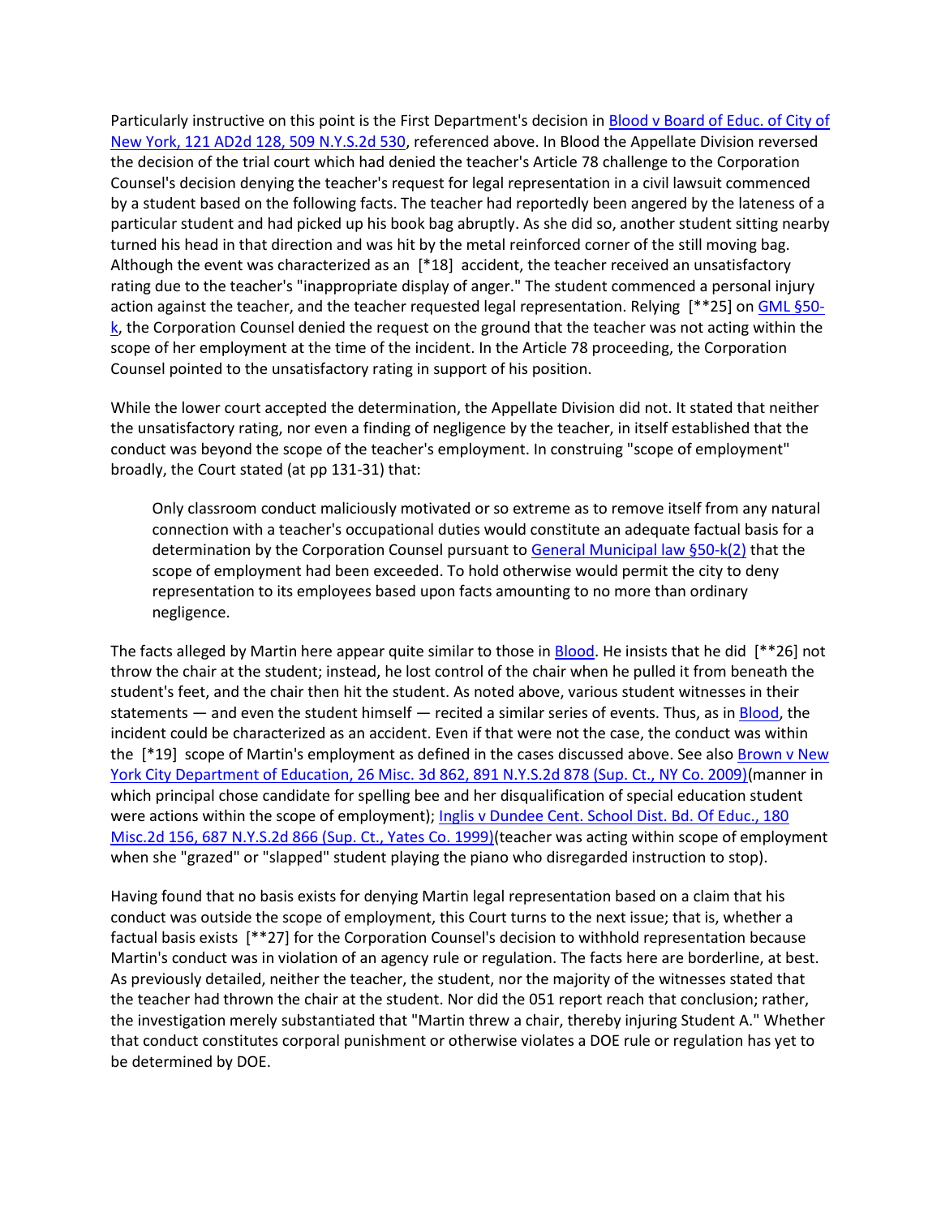Particularly instructive on this point is the First Department's decision in Blood v Board of Educ. of City of New York, 121 AD2d 128, 509 N.Y.S.2d 530, referenced above. In Blood the Appellate Division reversed the decision of the trial court which had denied the teacher's Article 78 challenge to the Corporation Counsel's decision denying the teacher's request for legal representation in a civil lawsuit commenced by a student based on the following facts. The teacher had reportedly been angered by the lateness of a particular student and had picked up his book bag abruptly. As she did so, another student sitting nearby turned his head in that direction and was hit by the metal reinforced corner of the still moving bag. Although the event was characterized as an [*18] accident, the teacher received an unsatisfactory rating due to the teacher's "inappropriate display of anger." The student commenced a personal injury action against the teacher, and the teacher requested legal representation. Relying [**25] on GML §50-k, the Corporation Counsel denied the request on the ground that the teacher was not acting within the scope of her employment at the time of the incident. In the Article 78 proceeding, the Corporation Counsel pointed to the unsatisfactory rating in support of his position.

While the lower court accepted the determination, the Appellate Division did not. It stated that neither the unsatisfactory rating, nor even a finding of negligence by the teacher, in itself established that the conduct was beyond the scope of the teacher's employment. In construing "scope of employment" broadly, the Court stated (at pp 131-31) that:

> Only classroom conduct maliciously motivated or so extreme as to remove itself from any natural connection with a teacher's occupational duties would constitute an adequate factual basis for a determination by the Corporation Counsel pursuant to General Municipal law §50-k(2) that the scope of employment had been exceeded. To hold otherwise would permit the city to deny representation to its employees based upon facts amounting to no more than ordinary negligence.

The facts alleged by Martin here appear quite similar to those in Blood. He insists that he did [**26] not throw the chair at the student; instead, he lost control of the chair when he pulled it from beneath the student's feet, and the chair then hit the student. As noted above, various student witnesses in their statements — and even the student himself — recited a similar series of events. Thus, as in Blood, the incident could be characterized as an accident. Even if that were not the case, the conduct was within the [*19] scope of Martin's employment as defined in the cases discussed above. See also Brown v New York City Department of Education, 26 Misc. 3d 862, 891 N.Y.S.2d 878 (Sup. Ct., NY Co. 2009)(manner in which principal chose candidate for spelling bee and her disqualification of special education student were actions within the scope of employment); Inglis v Dundee Cent. School Dist. Bd. Of Educ., 180 Misc.2d 156, 687 N.Y.S.2d 866 (Sup. Ct., Yates Co. 1999)(teacher was acting within scope of employment when she "grazed" or "slapped" student playing the piano who disregarded instruction to stop).

Having found that no basis exists for denying Martin legal representation based on a claim that his conduct was outside the scope of employment, this Court turns to the next issue; that is, whether a factual basis exists [**27] for the Corporation Counsel's decision to withhold representation because Martin's conduct was in violation of an agency rule or regulation. The facts here are borderline, at best. As previously detailed, neither the teacher, the student, nor the majority of the witnesses stated that the teacher had thrown the chair at the student. Nor did the 051 report reach that conclusion; rather, the investigation merely substantiated that "Martin threw a chair, thereby injuring Student A." Whether that conduct constitutes corporal punishment or otherwise violates a DOE rule or regulation has yet to be determined by DOE.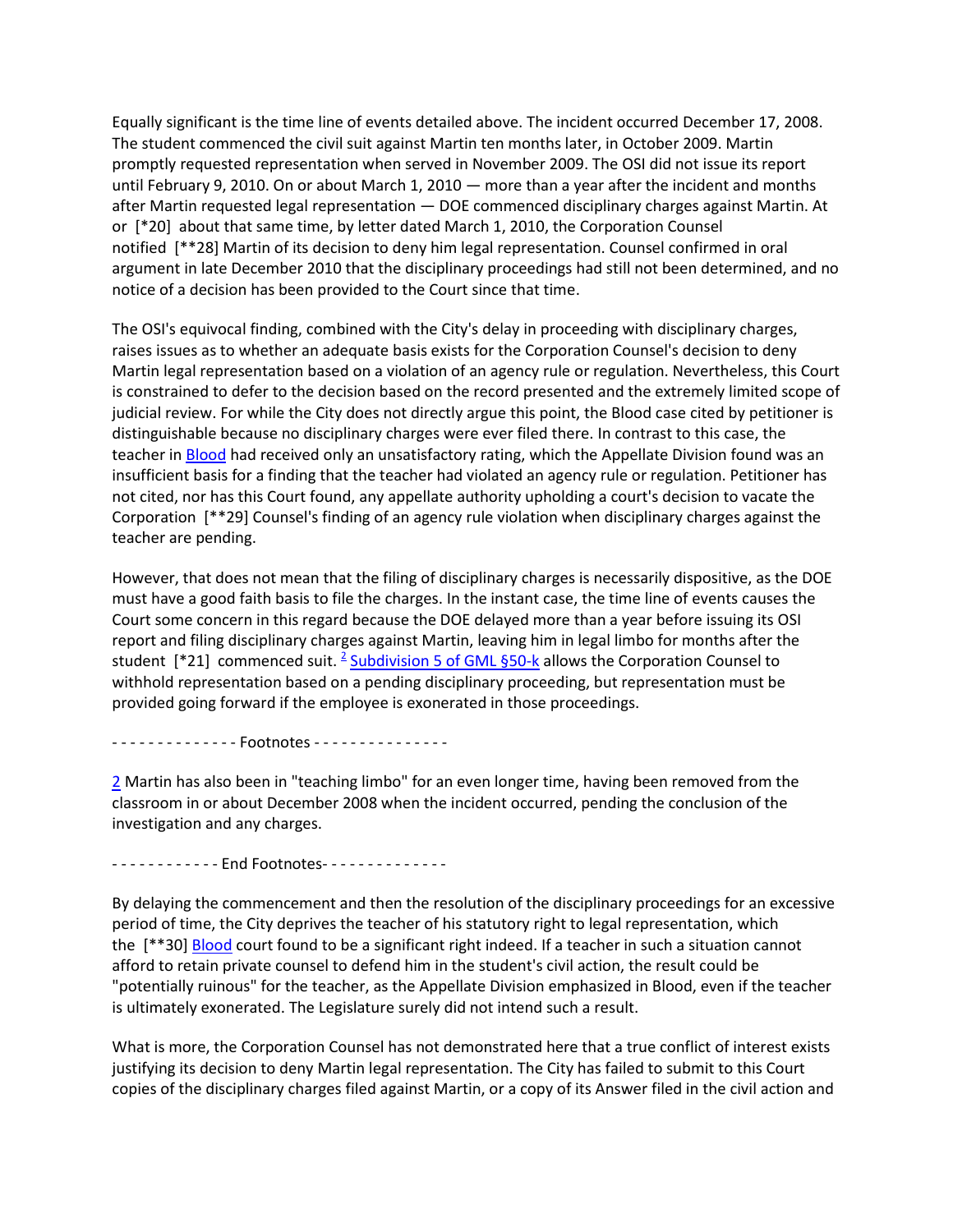Equally significant is the time line of events detailed above. The incident occurred December 17, 2008. The student commenced the civil suit against Martin ten months later, in October 2009. Martin promptly requested representation when served in November 2009. The OSI did not issue its report until February 9, 2010. On or about March 1, 2010 — more than a year after the incident and months after Martin requested legal representation — DOE commenced disciplinary charges against Martin. At or [*20] about that same time, by letter dated March 1, 2010, the Corporation Counsel notified [**28] Martin of its decision to deny him legal representation. Counsel confirmed in oral argument in late December 2010 that the disciplinary proceedings had still not been determined, and no notice of a decision has been provided to the Court since that time.

The OSI's equivocal finding, combined with the City's delay in proceeding with disciplinary charges, raises issues as to whether an adequate basis exists for the Corporation Counsel's decision to deny Martin legal representation based on a violation of an agency rule or regulation. Nevertheless, this Court is constrained to defer to the decision based on the record presented and the extremely limited scope of judicial review. For while the City does not directly argue this point, the Blood case cited by petitioner is distinguishable because no disciplinary charges were ever filed there. In contrast to this case, the teacher in Blood had received only an unsatisfactory rating, which the Appellate Division found was an insufficient basis for a finding that the teacher had violated an agency rule or regulation. Petitioner has not cited, nor has this Court found, any appellate authority upholding a court's decision to vacate the Corporation [**29] Counsel's finding of an agency rule violation when disciplinary charges against the teacher are pending.

However, that does not mean that the filing of disciplinary charges is necessarily dispositive, as the DOE must have a good faith basis to file the charges. In the instant case, the time line of events causes the Court some concern in this regard because the DOE delayed more than a year before issuing its OSI report and filing disciplinary charges against Martin, leaving him in legal limbo for months after the student [*21] commenced suit. [2] Subdivision 5 of GML §50-k allows the Corporation Counsel to withhold representation based on a pending disciplinary proceeding, but representation must be provided going forward if the employee is exonerated in those proceedings.

- - - - - - - - - - - - - - Footnotes - - - - - - - - - - - - - - -

2 Martin has also been in "teaching limbo" for an even longer time, having been removed from the classroom in or about December 2008 when the incident occurred, pending the conclusion of the investigation and any charges.

- - - - - - - - - - - - End Footnotes- - - - - - - - - - - - - -

By delaying the commencement and then the resolution of the disciplinary proceedings for an excessive period of time, the City deprives the teacher of his statutory right to legal representation, which the [**30] Blood court found to be a significant right indeed. If a teacher in such a situation cannot afford to retain private counsel to defend him in the student's civil action, the result could be "potentially ruinous" for the teacher, as the Appellate Division emphasized in Blood, even if the teacher is ultimately exonerated. The Legislature surely did not intend such a result.

What is more, the Corporation Counsel has not demonstrated here that a true conflict of interest exists justifying its decision to deny Martin legal representation. The City has failed to submit to this Court copies of the disciplinary charges filed against Martin, or a copy of its Answer filed in the civil action and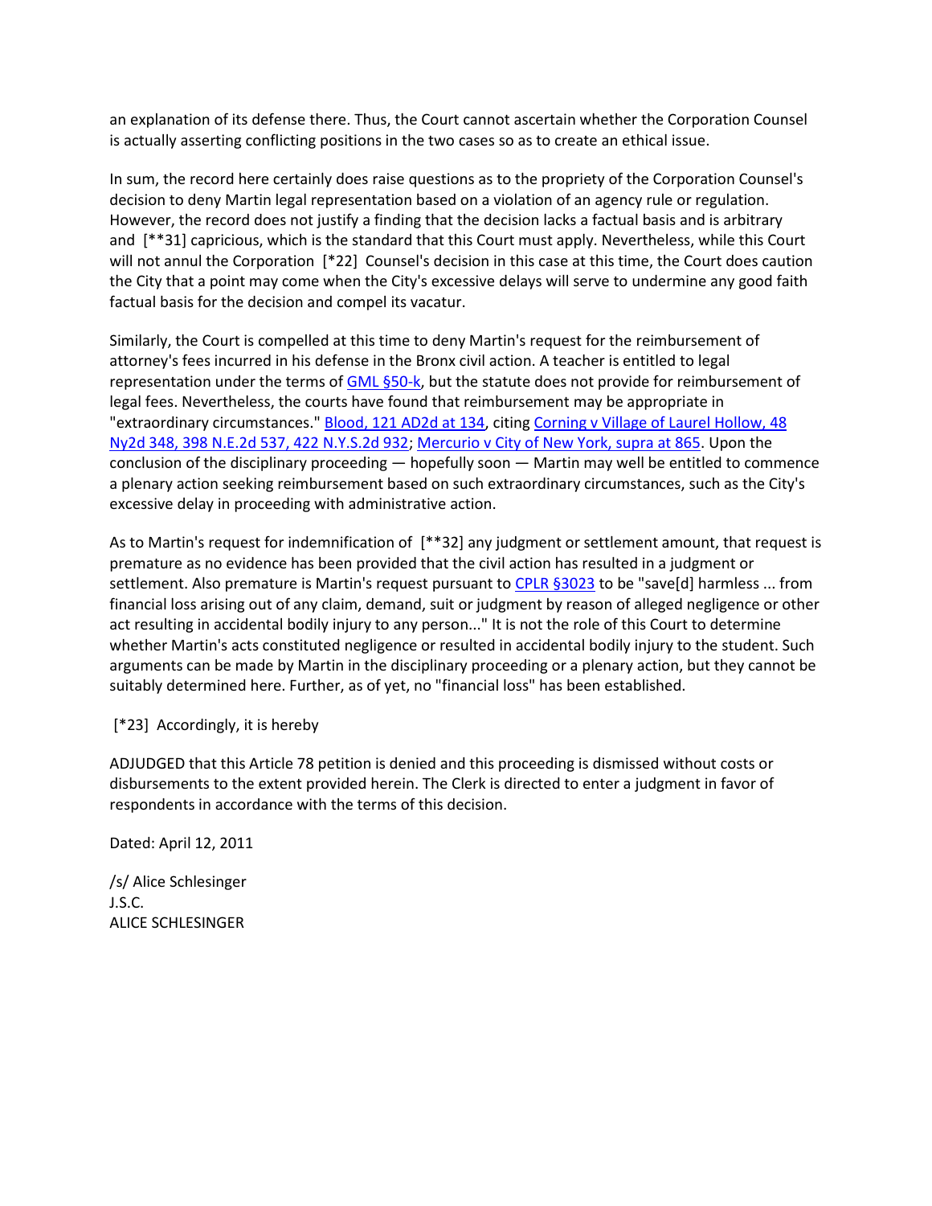an explanation of its defense there. Thus, the Court cannot ascertain whether the Corporation Counsel is actually asserting conflicting positions in the two cases so as to create an ethical issue.

In sum, the record here certainly does raise questions as to the propriety of the Corporation Counsel's decision to deny Martin legal representation based on a violation of an agency rule or regulation. However, the record does not justify a finding that the decision lacks a factual basis and is arbitrary and [**31] capricious, which is the standard that this Court must apply. Nevertheless, while this Court will not annul the Corporation [*22] Counsel's decision in this case at this time, the Court does caution the City that a point may come when the City's excessive delays will serve to undermine any good faith factual basis for the decision and compel its vacatur.

Similarly, the Court is compelled at this time to deny Martin's request for the reimbursement of attorney's fees incurred in his defense in the Bronx civil action. A teacher is entitled to legal representation under the terms of GML §50-k, but the statute does not provide for reimbursement of legal fees. Nevertheless, the courts have found that reimbursement may be appropriate in "extraordinary circumstances." Blood, 121 AD2d at 134, citing Corning v Village of Laurel Hollow, 48 Ny2d 348, 398 N.E.2d 537, 422 N.Y.S.2d 932; Mercurio v City of New York, supra at 865. Upon the conclusion of the disciplinary proceeding — hopefully soon — Martin may well be entitled to commence a plenary action seeking reimbursement based on such extraordinary circumstances, such as the City's excessive delay in proceeding with administrative action.

As to Martin's request for indemnification of [**32] any judgment or settlement amount, that request is premature as no evidence has been provided that the civil action has resulted in a judgment or settlement. Also premature is Martin's request pursuant to CPLR §3023 to be "save[d] harmless ... from financial loss arising out of any claim, demand, suit or judgment by reason of alleged negligence or other act resulting in accidental bodily injury to any person..." It is not the role of this Court to determine whether Martin's acts constituted negligence or resulted in accidental bodily injury to the student. Such arguments can be made by Martin in the disciplinary proceeding or a plenary action, but they cannot be suitably determined here. Further, as of yet, no "financial loss" has been established.

[*23] Accordingly, it is hereby

ADJUDGED that this Article 78 petition is denied and this proceeding is dismissed without costs or disbursements to the extent provided herein. The Clerk is directed to enter a judgment in favor of respondents in accordance with the terms of this decision.

Dated: April 12, 2011

/s/ Alice Schlesinger
J.S.C.
ALICE SCHLESINGER